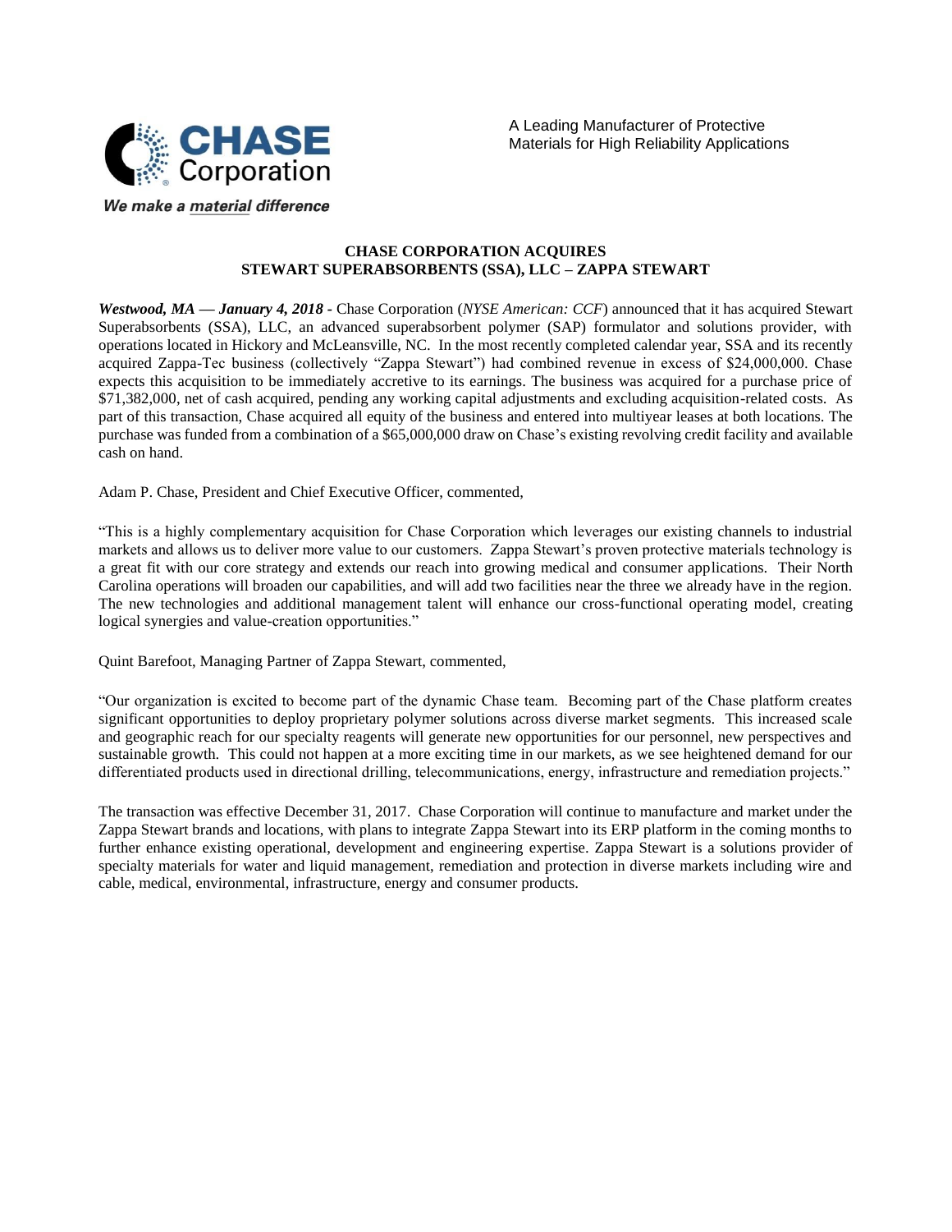CHASE Corporation

*We make a material difference*

A Leading Manufacturer of Protective Materials for High Reliability Applications

## CHASE CORPORATION ACQUIRES STEWART SUPERABSORBENTS (SSA), LLC – ZAPPA STEWART

***Westwood, MA — January 4, 2018 -*** Chase Corporation (*NYSE American: CCF*) announced that it has acquired Stewart Superabsorbents (SSA), LLC, an advanced superabsorbent polymer (SAP) formulator and solutions provider, with operations located in Hickory and McLeansville, NC. In the most recently completed calendar year, SSA and its recently acquired Zappa-Tec business (collectively "Zappa Stewart") had combined revenue in excess of $24,000,000. Chase expects this acquisition to be immediately accretive to its earnings. The business was acquired for a purchase price of $71,382,000, net of cash acquired, pending any working capital adjustments and excluding acquisition-related costs. As part of this transaction, Chase acquired all equity of the business and entered into multiyear leases at both locations. The purchase was funded from a combination of a $65,000,000 draw on Chase's existing revolving credit facility and available cash on hand.

Adam P. Chase, President and Chief Executive Officer, commented,

"This is a highly complementary acquisition for Chase Corporation which leverages our existing channels to industrial markets and allows us to deliver more value to our customers. Zappa Stewart's proven protective materials technology is a great fit with our core strategy and extends our reach into growing medical and consumer applications. Their North Carolina operations will broaden our capabilities, and will add two facilities near the three we already have in the region. The new technologies and additional management talent will enhance our cross-functional operating model, creating logical synergies and value-creation opportunities."

Quint Barefoot, Managing Partner of Zappa Stewart, commented,

"Our organization is excited to become part of the dynamic Chase team. Becoming part of the Chase platform creates significant opportunities to deploy proprietary polymer solutions across diverse market segments. This increased scale and geographic reach for our specialty reagents will generate new opportunities for our personnel, new perspectives and sustainable growth. This could not happen at a more exciting time in our markets, as we see heightened demand for our differentiated products used in directional drilling, telecommunications, energy, infrastructure and remediation projects."

The transaction was effective December 31, 2017. Chase Corporation will continue to manufacture and market under the Zappa Stewart brands and locations, with plans to integrate Zappa Stewart into its ERP platform in the coming months to further enhance existing operational, development and engineering expertise. Zappa Stewart is a solutions provider of specialty materials for water and liquid management, remediation and protection in diverse markets including wire and cable, medical, environmental, infrastructure, energy and consumer products.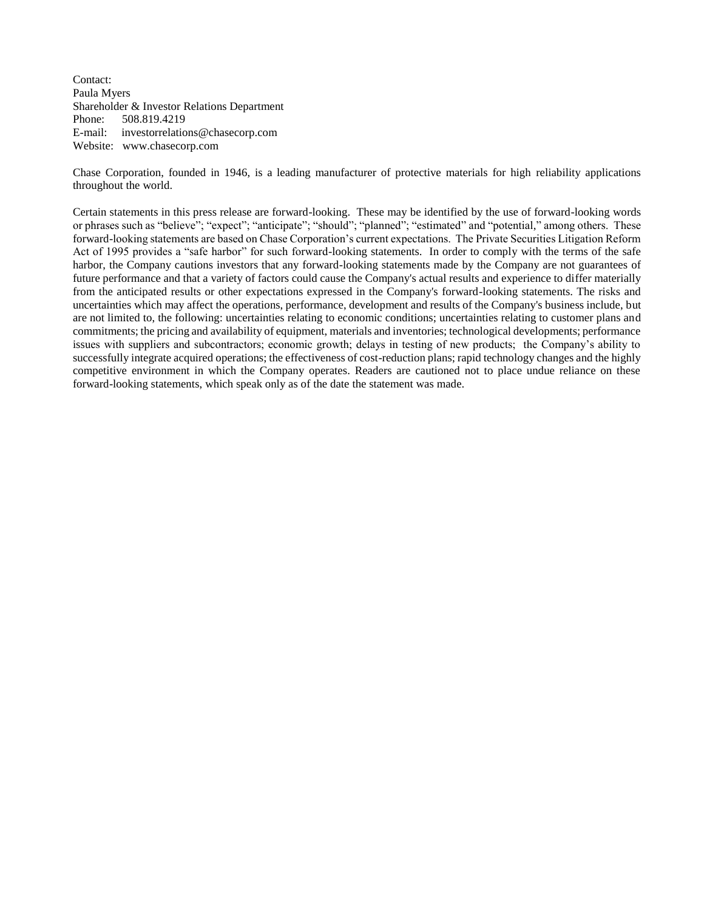Contact:
Paula Myers
Shareholder & Investor Relations Department
Phone: 508.819.4219
E-mail: investorrelations@chasecorp.com
Website: www.chasecorp.com

Chase Corporation, founded in 1946, is a leading manufacturer of protective materials for high reliability applications throughout the world.

Certain statements in this press release are forward-looking. These may be identified by the use of forward-looking words or phrases such as "believe"; "expect"; "anticipate"; "should"; "planned"; "estimated" and "potential," among others. These forward-looking statements are based on Chase Corporation's current expectations. The Private Securities Litigation Reform Act of 1995 provides a "safe harbor" for such forward-looking statements. In order to comply with the terms of the safe harbor, the Company cautions investors that any forward-looking statements made by the Company are not guarantees of future performance and that a variety of factors could cause the Company's actual results and experience to differ materially from the anticipated results or other expectations expressed in the Company's forward-looking statements. The risks and uncertainties which may affect the operations, performance, development and results of the Company's business include, but are not limited to, the following: uncertainties relating to economic conditions; uncertainties relating to customer plans and commitments; the pricing and availability of equipment, materials and inventories; technological developments; performance issues with suppliers and subcontractors; economic growth; delays in testing of new products; the Company's ability to successfully integrate acquired operations; the effectiveness of cost-reduction plans; rapid technology changes and the highly competitive environment in which the Company operates. Readers are cautioned not to place undue reliance on these forward-looking statements, which speak only as of the date the statement was made.